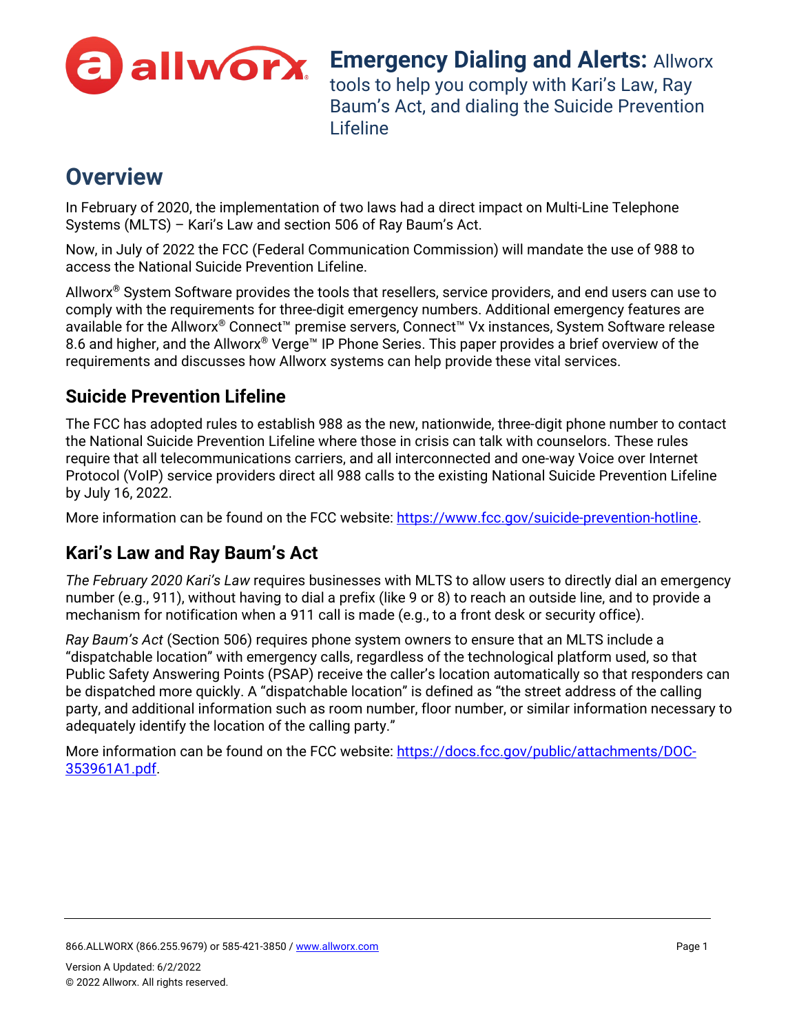# **Emergency Dialing and Alerts:** Allworx tools to help you comply with Kari's Law, Ray Baum's Act, and dialing the Suicide Prevention Lifeline

## Overview

In February of 2020, the implementation of two laws had a direct impact on Multi-Line Telephone Systems (MLTS) – Kari's Law and section 506 of Ray Baum's Act.

Now, in July of 2022 the FCC (Federal Communication Commission) will mandate the use of 988 to access the National Suicide Prevention Lifeline.

Allworx® System Software provides the tools that resellers, service providers, and end users can use to comply with the requirements for three-digit emergency numbers. Additional emergency features are available for the Allworx® Connect™ premise servers, Connect™ Vx instances, System Software release 8.6 and higher, and the Allworx® Verge™ IP Phone Series. This paper provides a brief overview of the requirements and discusses how Allworx systems can help provide these vital services.

### Suicide Prevention Lifeline

The FCC has adopted rules to establish 988 as the new, nationwide, three-digit phone number to contact the National Suicide Prevention Lifeline where those in crisis can talk with counselors. These rules require that all telecommunications carriers, and all interconnected and one-way Voice over Internet Protocol (VoIP) service providers direct all 988 calls to the existing National Suicide Prevention Lifeline by July 16, 2022.

More information can be found on the FCC website: https://www.fcc.gov/suicide-prevention-hotline.

### Kari's Law and Ray Baum's Act

*The February 2020 Kari's Law* requires businesses with MLTS to allow users to directly dial an emergency number (e.g., 911), without having to dial a prefix (like 9 or 8) to reach an outside line, and to provide a mechanism for notification when a 911 call is made (e.g., to a front desk or security office).

*Ray Baum's Act* (Section 506) requires phone system owners to ensure that an MLTS include a "dispatchable location" with emergency calls, regardless of the technological platform used, so that Public Safety Answering Points (PSAP) receive the caller's location automatically so that responders can be dispatched more quickly. A "dispatchable location" is defined as "the street address of the calling party, and additional information such as room number, floor number, or similar information necessary to adequately identify the location of the calling party."

More information can be found on the FCC website: https://docs.fcc.gov/public/attachments/DOC-353961A1.pdf.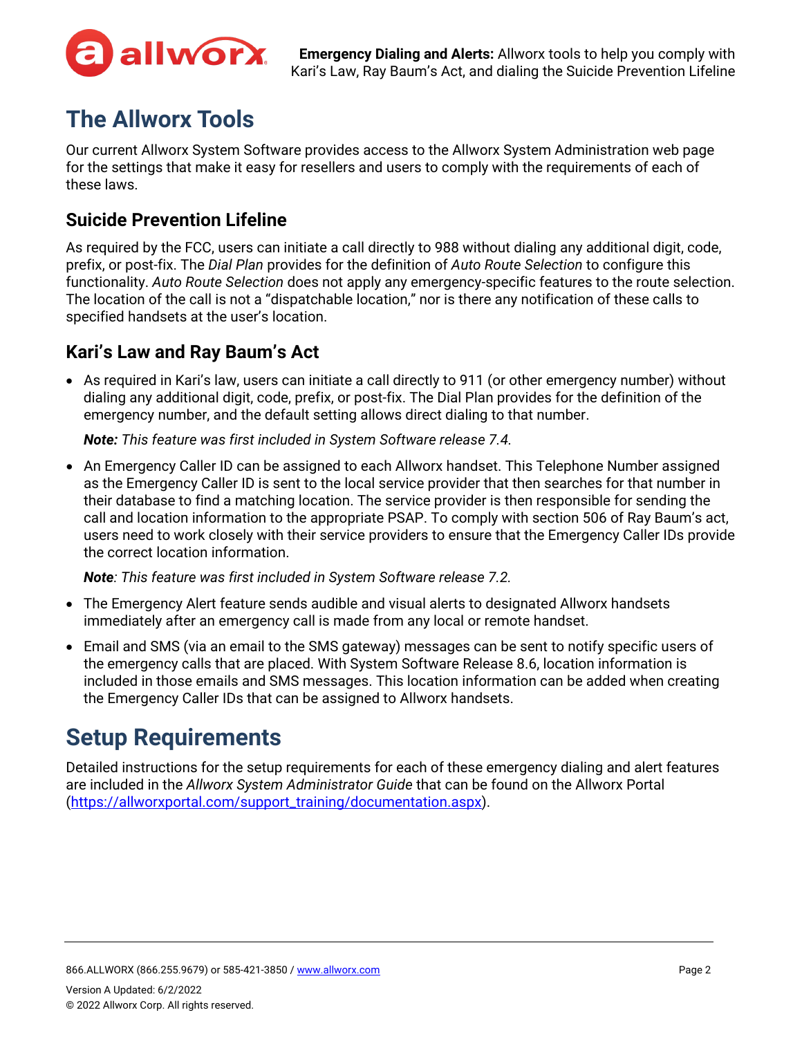# The Allworx Tools

Our current Allworx System Software provides access to the Allworx System Administration web page for the settings that make it easy for resellers and users to comply with the requirements of each of these laws.

## Suicide Prevention Lifeline

As required by the FCC, users can initiate a call directly to 988 without dialing any additional digit, code, prefix, or post-fix. The *Dial Plan* provides for the definition of *Auto Route Selection* to configure this functionality. *Auto Route Selection* does not apply any emergency-specific features to the route selection. The location of the call is not a "dispatchable location," nor is there any notification of these calls to specified handsets at the user's location.

## Kari's Law and Ray Baum's Act

- As required in Kari's law, users can initiate a call directly to 911 (or other emergency number) without dialing any additional digit, code, prefix, or post-fix. The Dial Plan provides for the definition of the emergency number, and the default setting allows direct dialing to that number.

  ***Note:*** *This feature was first included in System Software release 7.4.*

- An Emergency Caller ID can be assigned to each Allworx handset. This Telephone Number assigned as the Emergency Caller ID is sent to the local service provider that then searches for that number in their database to find a matching location. The service provider is then responsible for sending the call and location information to the appropriate PSAP. To comply with section 506 of Ray Baum's act, users need to work closely with their service providers to ensure that the Emergency Caller IDs provide the correct location information.

  ***Note****: This feature was first included in System Software release 7.2.*

- The Emergency Alert feature sends audible and visual alerts to designated Allworx handsets immediately after an emergency call is made from any local or remote handset.

- Email and SMS (via an email to the SMS gateway) messages can be sent to notify specific users of the emergency calls that are placed. With System Software Release 8.6, location information is included in those emails and SMS messages. This location information can be added when creating the Emergency Caller IDs that can be assigned to Allworx handsets.

# Setup Requirements

Detailed instructions for the setup requirements for each of these emergency dialing and alert features are included in the *Allworx System Administrator Guide* that can be found on the Allworx Portal (https://allworxportal.com/support_training/documentation.aspx).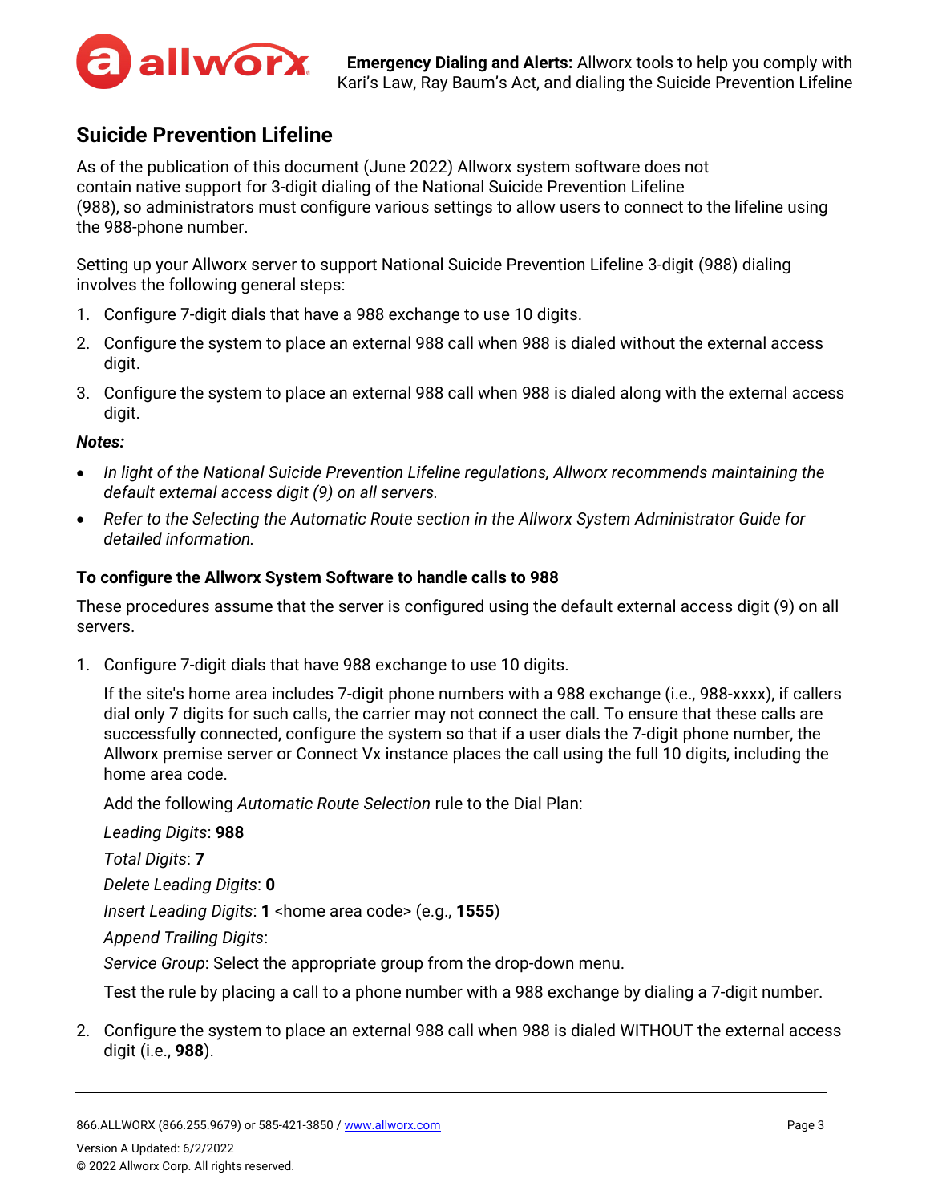## Suicide Prevention Lifeline

As of the publication of this document (June 2022) Allworx system software does not contain native support for 3-digit dialing of the National Suicide Prevention Lifeline (988), so administrators must configure various settings to allow users to connect to the lifeline using the 988-phone number.

Setting up your Allworx server to support National Suicide Prevention Lifeline 3-digit (988) dialing involves the following general steps:

1. Configure 7-digit dials that have a 988 exchange to use 10 digits.
2. Configure the system to place an external 988 call when 988 is dialed without the external access digit.
3. Configure the system to place an external 988 call when 988 is dialed along with the external access digit.

***Notes:***

- *In light of the National Suicide Prevention Lifeline regulations, Allworx recommends maintaining the default external access digit (9) on all servers.*
- *Refer to the Selecting the Automatic Route section in the Allworx System Administrator Guide for detailed information.*

#### To configure the Allworx System Software to handle calls to 988

These procedures assume that the server is configured using the default external access digit (9) on all servers.

1. Configure 7-digit dials that have 988 exchange to use 10 digits.

   If the site's home area includes 7-digit phone numbers with a 988 exchange (i.e., 988-xxxx), if callers dial only 7 digits for such calls, the carrier may not connect the call. To ensure that these calls are successfully connected, configure the system so that if a user dials the 7-digit phone number, the Allworx premise server or Connect Vx instance places the call using the full 10 digits, including the home area code.

   Add the following *Automatic Route Selection* rule to the Dial Plan:

   *Leading Digits*: **988**

   *Total Digits*: **7**

   *Delete Leading Digits*: **0**

   *Insert Leading Digits*: **1** <home area code> (e.g., **1555**)

   *Append Trailing Digits*:

   *Service Group*: Select the appropriate group from the drop-down menu.

   Test the rule by placing a call to a phone number with a 988 exchange by dialing a 7-digit number.

2. Configure the system to place an external 988 call when 988 is dialed WITHOUT the external access digit (i.e., **988**).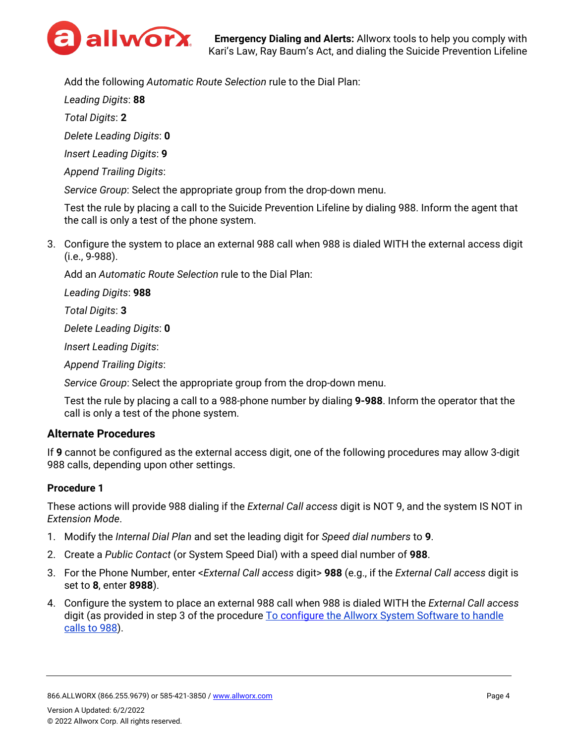Add the following *Automatic Route Selection* rule to the Dial Plan:

*Leading Digits*: **88**

*Total Digits*: **2**

*Delete Leading Digits*: **0**

*Insert Leading Digits*: **9**

*Append Trailing Digits*:

*Service Group*: Select the appropriate group from the drop-down menu.

Test the rule by placing a call to the Suicide Prevention Lifeline by dialing 988. Inform the agent that the call is only a test of the phone system.

3. Configure the system to place an external 988 call when 988 is dialed WITH the external access digit (i.e., 9-988).

   Add an *Automatic Route Selection* rule to the Dial Plan:

   *Leading Digits*: **988**

   *Total Digits*: **3**

   *Delete Leading Digits*: **0**

   *Insert Leading Digits*:

   *Append Trailing Digits*:

   *Service Group*: Select the appropriate group from the drop-down menu.

   Test the rule by placing a call to a 988-phone number by dialing **9-988**. Inform the operator that the call is only a test of the phone system.

### Alternate Procedures

If **9** cannot be configured as the external access digit, one of the following procedures may allow 3-digit 988 calls, depending upon other settings.

#### Procedure 1

These actions will provide 988 dialing if the *External Call access* digit is NOT 9, and the system IS NOT in *Extension Mode*.

1. Modify the *Internal Dial Plan* and set the leading digit for *Speed dial numbers* to **9**.
2. Create a *Public Contact* (or System Speed Dial) with a speed dial number of **988**.
3. For the Phone Number, enter <*External Call access* digit> **988** (e.g., if the *External Call access* digit is set to **8**, enter **8988**).
4. Configure the system to place an external 988 call when 988 is dialed WITH the *External Call access* digit (as provided in step 3 of the procedure To configure the Allworx System Software to handle calls to 988).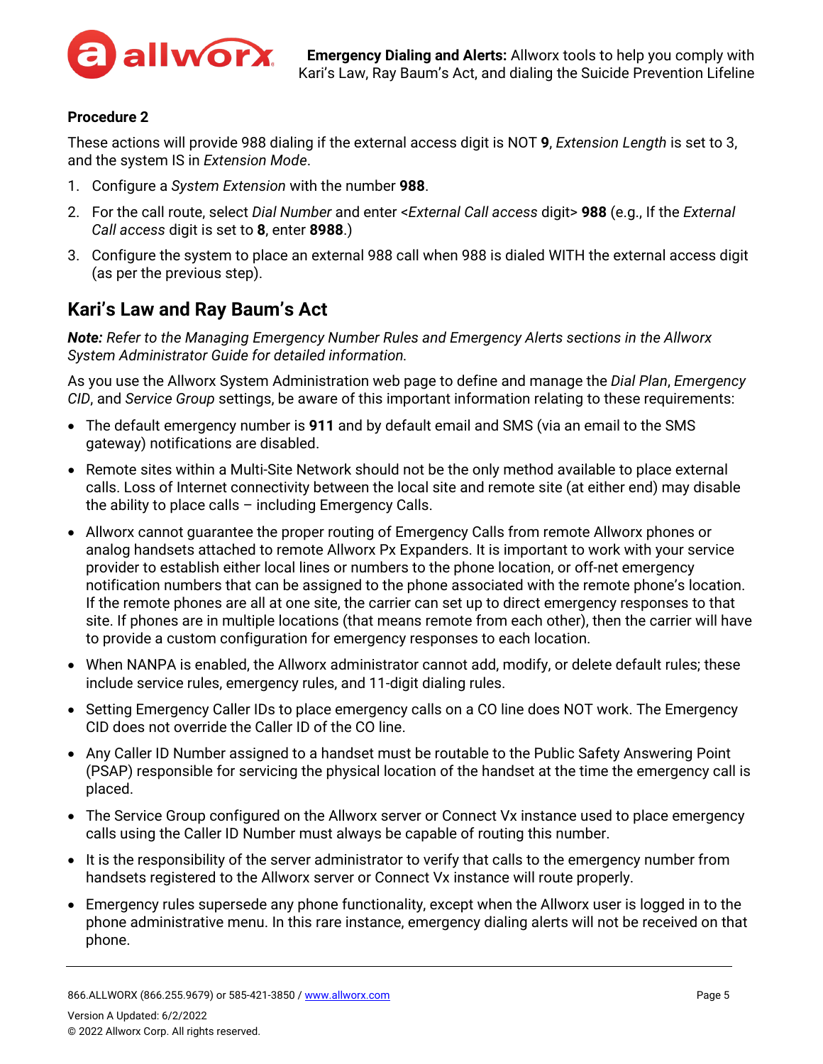**Procedure 2**

These actions will provide 988 dialing if the external access digit is NOT **9**, *Extension Length* is set to 3, and the system IS in *Extension Mode*.

1. Configure a *System Extension* with the number **988**.
2. For the call route, select *Dial Number* and enter <*External Call access* digit> **988** (e.g., If the *External Call access* digit is set to **8**, enter **8988**.)
3. Configure the system to place an external 988 call when 988 is dialed WITH the external access digit (as per the previous step).

## Kari's Law and Ray Baum's Act

***Note:*** *Refer to the Managing Emergency Number Rules and Emergency Alerts sections in the Allworx System Administrator Guide for detailed information.*

As you use the Allworx System Administration web page to define and manage the *Dial Plan*, *Emergency CID*, and *Service Group* settings, be aware of this important information relating to these requirements:

- The default emergency number is **911** and by default email and SMS (via an email to the SMS gateway) notifications are disabled.
- Remote sites within a Multi-Site Network should not be the only method available to place external calls. Loss of Internet connectivity between the local site and remote site (at either end) may disable the ability to place calls – including Emergency Calls.
- Allworx cannot guarantee the proper routing of Emergency Calls from remote Allworx phones or analog handsets attached to remote Allworx Px Expanders. It is important to work with your service provider to establish either local lines or numbers to the phone location, or off-net emergency notification numbers that can be assigned to the phone associated with the remote phone's location. If the remote phones are all at one site, the carrier can set up to direct emergency responses to that site. If phones are in multiple locations (that means remote from each other), then the carrier will have to provide a custom configuration for emergency responses to each location.
- When NANPA is enabled, the Allworx administrator cannot add, modify, or delete default rules; these include service rules, emergency rules, and 11-digit dialing rules.
- Setting Emergency Caller IDs to place emergency calls on a CO line does NOT work. The Emergency CID does not override the Caller ID of the CO line.
- Any Caller ID Number assigned to a handset must be routable to the Public Safety Answering Point (PSAP) responsible for servicing the physical location of the handset at the time the emergency call is placed.
- The Service Group configured on the Allworx server or Connect Vx instance used to place emergency calls using the Caller ID Number must always be capable of routing this number.
- It is the responsibility of the server administrator to verify that calls to the emergency number from handsets registered to the Allworx server or Connect Vx instance will route properly.
- Emergency rules supersede any phone functionality, except when the Allworx user is logged in to the phone administrative menu. In this rare instance, emergency dialing alerts will not be received on that phone.